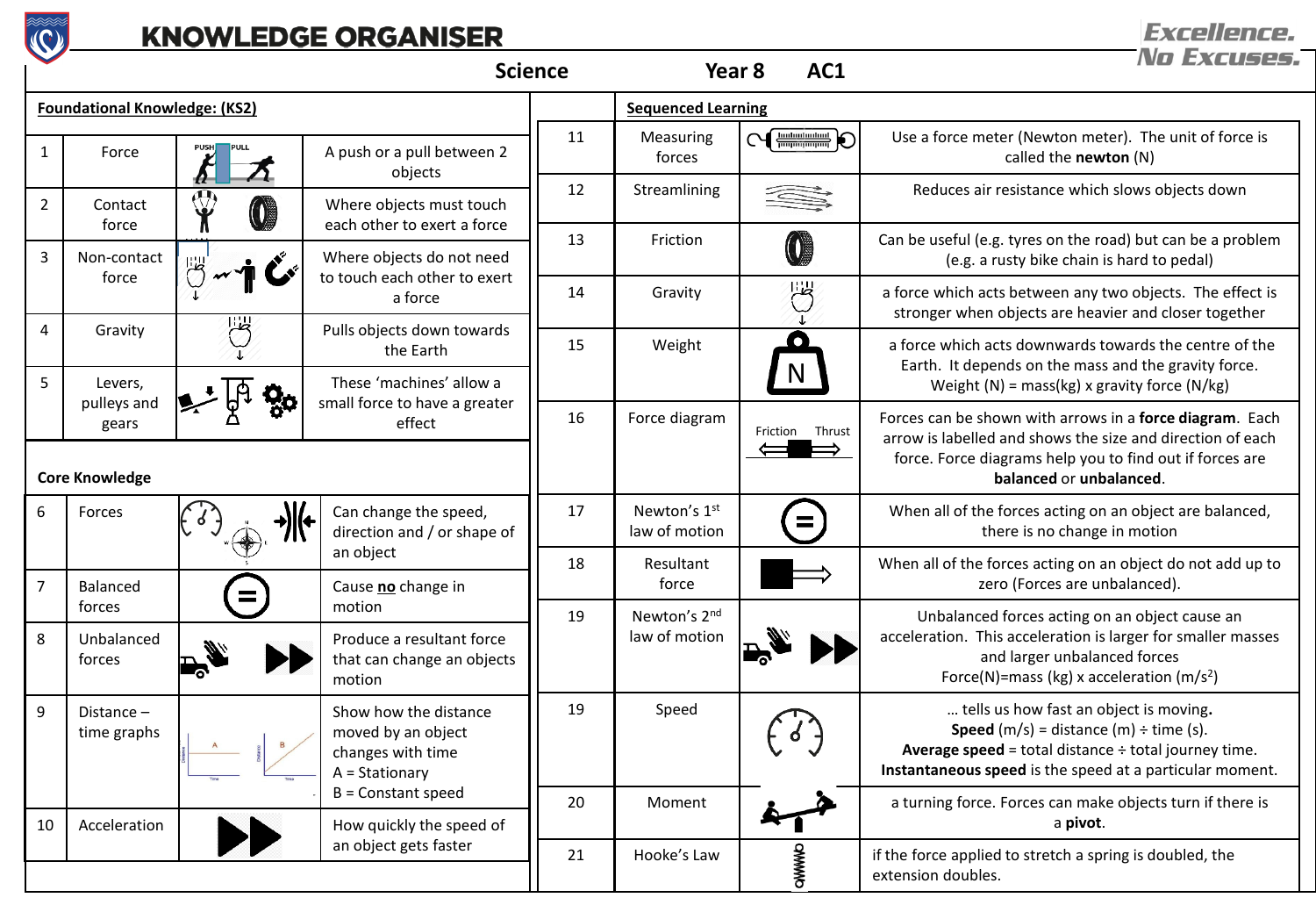# KNOWLEDGE ORGANISER

Excellence. No Excuses.

**Science Year 8 AC1**

**Foundational Knowledge: (KS2)**

| # | Term | | Description |
|---|---|---|---|
| 1 | Force | PUSH PULL | A push or a pull between 2 objects |
| 2 | Contact force | | Where objects must touch each other to exert a force |
| 3 | Non-contact force | | Where objects do not need to touch each other to exert a force |
| 4 | Gravity | | Pulls objects down towards the Earth |
| 5 | Levers, pulleys and gears | | These 'machines' allow a small force to have a greater effect |

**Core Knowledge**

| # | Term | | Description |
|---|---|---|---|
| 6 | Forces | | Can change the speed, direction and / or shape of an object |
| 7 | Balanced forces | | Cause **no** change in motion |
| 8 | Unbalanced forces | | Produce a resultant force that can change an objects motion |
| 9 | Distance – time graphs | | Show how the distance moved by an object changes with time<br>A = Stationary<br>B = Constant speed |
| 10 | Acceleration | | How quickly the speed of an object gets faster |

**Sequenced Learning**

| # | Term | | Description |
|---|---|---|---|
| 11 | Measuring forces | | Use a force meter (Newton meter). The unit of force is called the **newton** (N) |
| 12 | Streamlining | | Reduces air resistance which slows objects down |
| 13 | Friction | | Can be useful (e.g. tyres on the road) but can be a problem (e.g. a rusty bike chain is hard to pedal) |
| 14 | Gravity | | a force which acts between any two objects. The effect is stronger when objects are heavier and closer together |
| 15 | Weight | N | a force which acts downwards towards the centre of the Earth. It depends on the mass and the gravity force.<br>Weight (N) = mass(kg) x gravity force (N/kg) |
| 16 | Force diagram | Friction Thrust | Forces can be shown with arrows in a **force diagram**. Each arrow is labelled and shows the size and direction of each force. Force diagrams help you to find out if forces are **balanced** or **unbalanced**. |
| 17 | Newton's 1st law of motion | | When all of the forces acting on an object are balanced, there is no change in motion |
| 18 | Resultant force | | When all of the forces acting on an object do not add up to zero (Forces are unbalanced). |
| 19 | Newton's 2nd law of motion | | Unbalanced forces acting on an object cause an acceleration. This acceleration is larger for smaller masses and larger unbalanced forces<br>Force(N)=mass (kg) x acceleration ($m/s^2$) |
| 19 | Speed | | … tells us how fast an object is moving.<br>**Speed** (m/s) = distance (m) ÷ time (s).<br>**Average speed** = total distance ÷ total journey time.<br>**Instantaneous speed** is the speed at a particular moment. |
| 20 | Moment | | a turning force. Forces can make objects turn if there is a **pivot**. |
| 21 | Hooke's Law | | if the force applied to stretch a spring is doubled, the extension doubles. |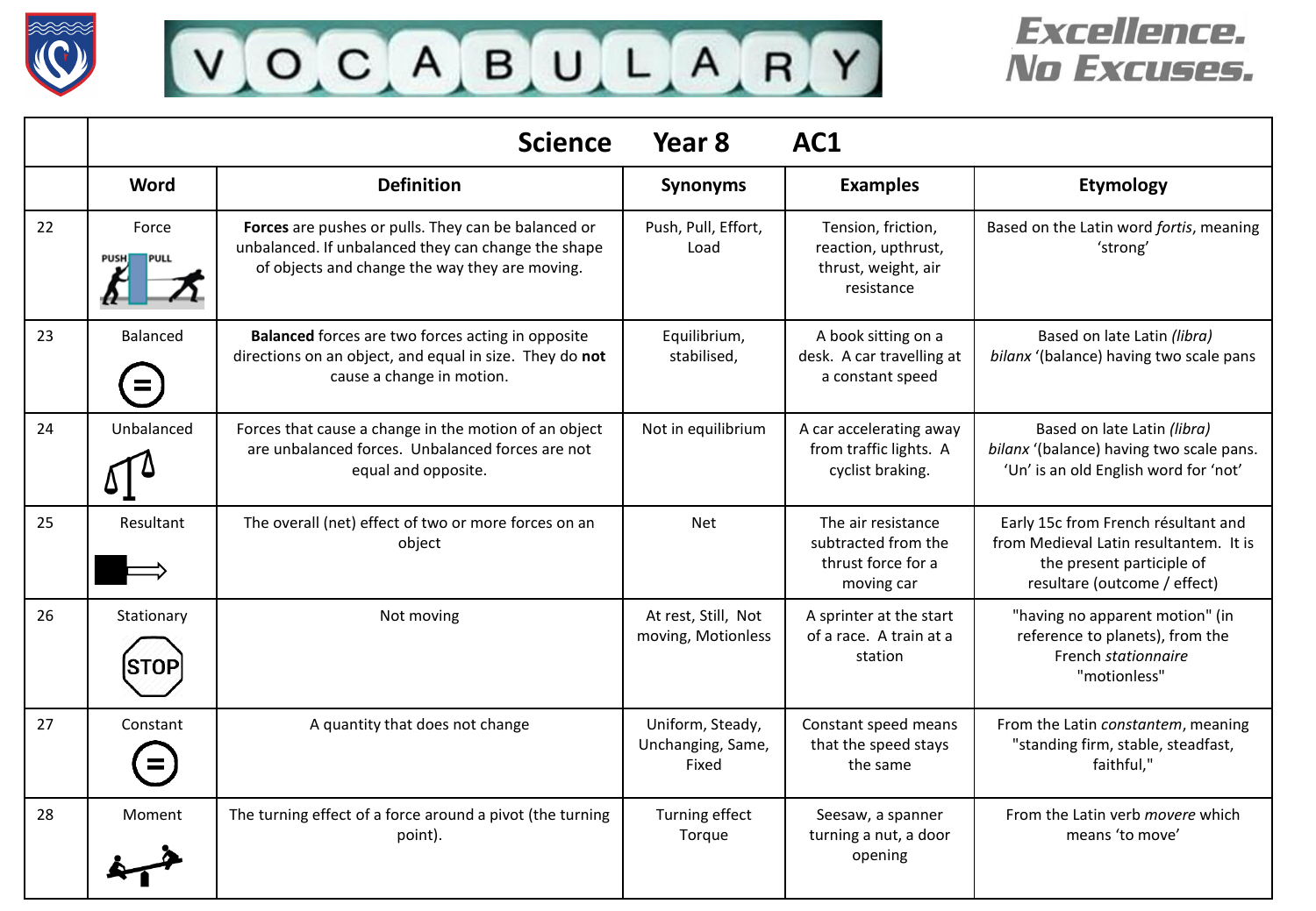Excellence. No Excuses.

# VOCABULARY

| | Science Year 8 AC1 | | | | |
|---|---|---|---|---|---|
| | **Word** | **Definition** | **Synonyms** | **Examples** | **Etymology** |
| 22 | Force | **Forces** are pushes or pulls. They can be balanced or unbalanced. If unbalanced they can change the shape of objects and change the way they are moving. | Push, Pull, Effort, Load | Tension, friction, reaction, upthrust, thrust, weight, air resistance | Based on the Latin word *fortis*, meaning 'strong' |
| 23 | Balanced | **Balanced** forces are two forces acting in opposite directions on an object, and equal in size. They do **not** cause a change in motion. | Equilibrium, stabilised, | A book sitting on a desk. A car travelling at a constant speed | Based on late Latin *(libra)* *bilanx* '(balance) having two scale pans |
| 24 | Unbalanced | Forces that cause a change in the motion of an object are unbalanced forces. Unbalanced forces are not equal and opposite. | Not in equilibrium | A car accelerating away from traffic lights. A cyclist braking. | Based on late Latin *(libra)* *bilanx* '(balance) having two scale pans. 'Un' is an old English word for 'not' |
| 25 | Resultant | The overall (net) effect of two or more forces on an object | Net | The air resistance subtracted from the thrust force for a moving car | Early 15c from French résultant and from Medieval Latin resultantem. It is the present participle of resultare (outcome / effect) |
| 26 | Stationary | Not moving | At rest, Still, Not moving, Motionless | A sprinter at the start of a race. A train at a station | "having no apparent motion" (in reference to planets), from the French *stationnaire* "motionless" |
| 27 | Constant | A quantity that does not change | Uniform, Steady, Unchanging, Same, Fixed | Constant speed means that the speed stays the same | From the Latin *constantem*, meaning "standing firm, stable, steadfast, faithful," |
| 28 | Moment | The turning effect of a force around a pivot (the turning point). | Turning effect Torque | Seesaw, a spanner turning a nut, a door opening | From the Latin verb *movere* which means 'to move' |